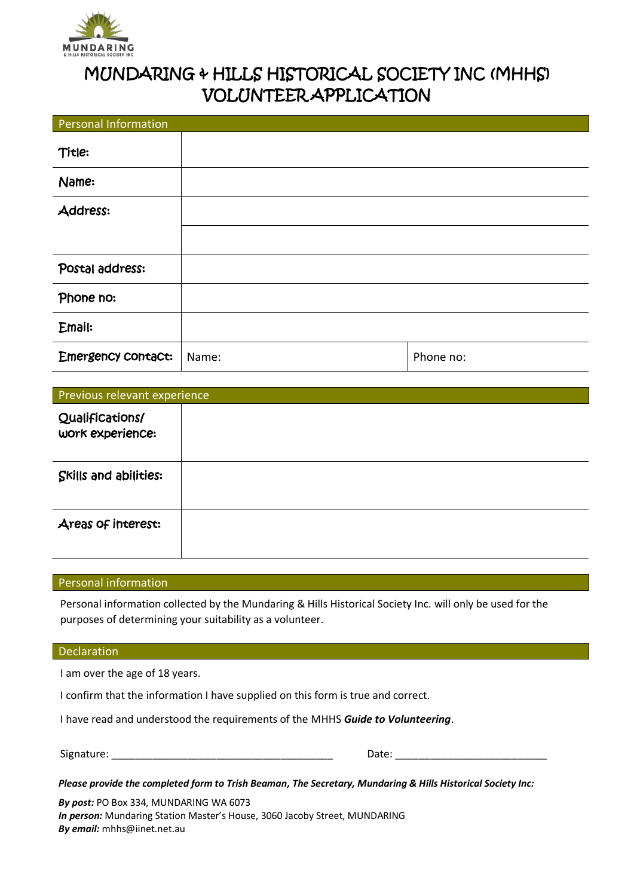# MUNDARING & HILLS HISTORICAL SOCIETY INC (MHHS) VOLUNTEER APPLICATION

| Personal Information | | |
|---|---|---|
| Title: | | |
| Name: | | |
| Address: | | |
| | | |
| Postal address: | | |
| Phone no: | | |
| Email: | | |
| Emergency contact: | Name: | Phone no: |

| Previous relevant experience | |
|---|---|
| Qualifications/ work experience: | |
| Skills and abilities: | |
| Areas of interest: | |

## Personal information

Personal information collected by the Mundaring & Hills Historical Society Inc. will only be used for the purposes of determining your suitability as a volunteer.

## Declaration

I am over the age of 18 years.

I confirm that the information I have supplied on this form is true and correct.

I have read and understood the requirements of the MHHS ***Guide to Volunteering***.

Signature: ______________________________________ Date: __________________________

***Please provide the completed form to Trish Beaman, The Secretary, Mundaring & Hills Historical Society Inc:***

***By post:*** PO Box 334, MUNDARING WA 6073
***In person:*** Mundaring Station Master's House, 3060 Jacoby Street, MUNDARING
***By email:*** mhhs@iinet.net.au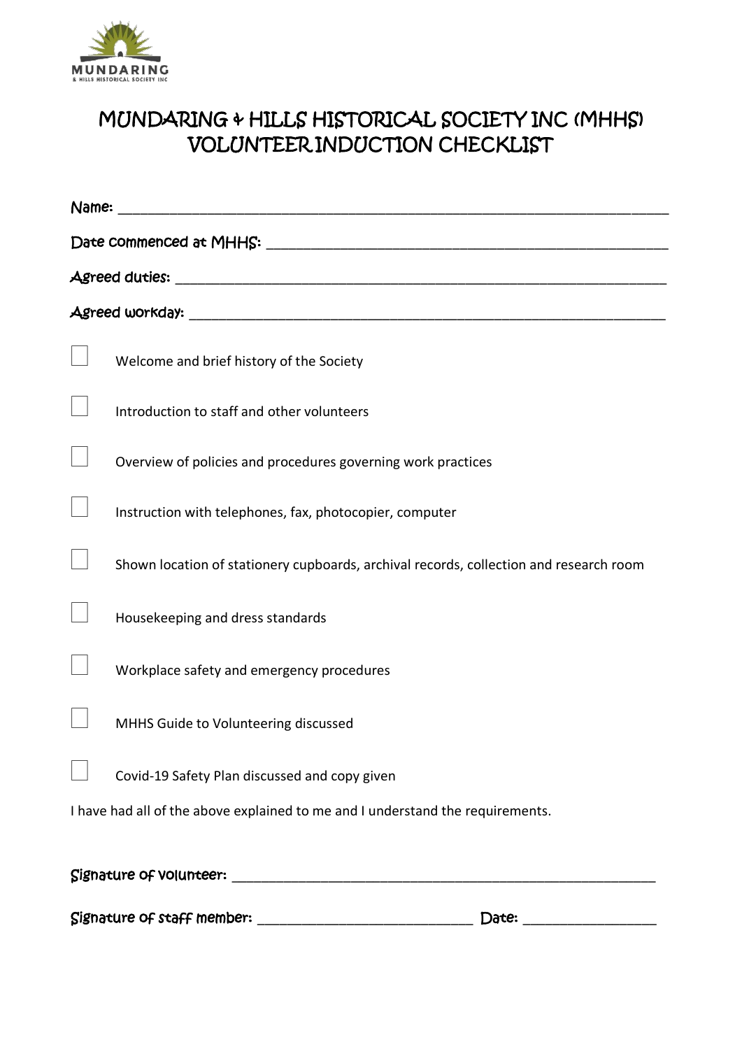MUNDARING
& HILLS HISTORICAL SOCIETY INC

# MUNDARING & HILLS HISTORICAL SOCIETY INC (MHHS) VOLUNTEER INDUCTION CHECKLIST

Name: ______________________________________________________________________

Date commenced at MHHS: ____________________________________________________

Agreed duties: _______________________________________________________________

Agreed workday: _____________________________________________________________

- [ ] Welcome and brief history of the Society
- [ ] Introduction to staff and other volunteers
- [ ] Overview of policies and procedures governing work practices
- [ ] Instruction with telephones, fax, photocopier, computer
- [ ] Shown location of stationery cupboards, archival records, collection and research room
- [ ] Housekeeping and dress standards
- [ ] Workplace safety and emergency procedures
- [ ] MHHS Guide to Volunteering discussed
- [ ] Covid-19 Safety Plan discussed and copy given

I have had all of the above explained to me and I understand the requirements.

Signature of volunteer: ______________________________________________________

Signature of staff member: ___________________________ Date: _________________